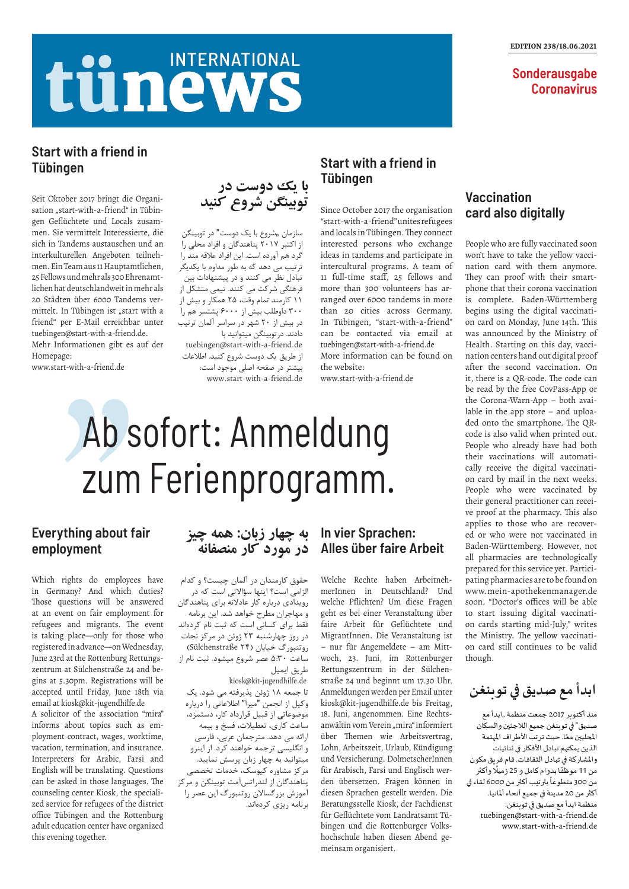# INTERNATIONAL tünews

EDITION 238/18.06.2021

**Sonderausgabe Coronavirus**

## Start with a friend in Tübingen

Seit Oktober 2017 bringt die Organisation „start-with-a-friend" in Tübingen Geflüchtete und Locals zusammen. Sie vermittelt Interessierte, die sich in Tandems austauschen und an interkulturellen Angeboten teilnehmen. Ein Team aus 11 Hauptamtlichen, 25 Fellows und mehr als 300 Ehrenamtlichen hat deutschlandweit in mehr als 20 Städten über 6000 Tandems vermittelt. In Tübingen ist „start with a friend" per E-Mail erreichbar unter tuebingen@start-with-a-friend.de.
Mehr Informationen gibt es auf der Homepage:
www.start-with-a-friend.de

## با یک دوست در توبینگن شروع کنید

سازمان „شروع با یک دوست" در توبینگن از اکتبر ۲۰۱۷ پناهندگان و افراد محلی را گرد هم آورده است. این افراد علاقه مند را ترتیب می دهد که به طور مداوم با یکدیگر تبادل نظر می کنند و در پیشنهادات بین فرهنگی شرکت می کنند. تیمی متشکل از ۱۱ کارمند تمام وقت، ۲۵ همکار و بیش از ۳۰۰ داوطلب بیش از ۶۰۰۰ پشتسر هم را در بیش از ۲۰ شهر در سراسر آلمان ترتیب دادند. درتوبینگن میتوانید با
tuebingen@start-with-a-friend.de
از طریق یک دوست شروع کنید. اطلاعات بیشتر در صفحه اصلی موجود است:
www.start-with-a-friend.de

## Start with a friend in Tübingen

Since October 2017 the organisation "start-with-a-friend" unites refugees and locals in Tübingen. They connect interested persons who exchange ideas in tandems and participate in intercultural programs. A team of 11 full-time staff, 25 fellows and more than 300 volunteers has arranged over 6000 tandems in more than 20 cities across Germany. In Tübingen, "start-with-a-friend" can be contacted via email at tuebingen@start-with-a-friend.de
More information can be found on the website:
www.start-with-a-friend.de

## Vaccination card also digitally

People who are fully vaccinated soon won't have to take the yellow vaccination card with them anymore. They can proof with their smartphone that their corona vaccination is complete. Baden-Württemberg begins using the digital vaccination card on Monday, June 14th. This was announced by the Ministry of Health. Starting on this day, vaccination centers hand out digital proof after the second vaccination. On it, there is a QR-code. The code can be read by the free CovPass-App or the Corona-Warn-App – both available in the app store – and uploaded onto the smartphone. The QR-code is also valid when printed out. People who already have had both their vaccinations will automatically receive the digital vaccination card by mail in the next weeks. People who were vaccinated by their general practitioner can receive proof at the pharmacy. This also applies to those who are recovered or who were not vaccinated in Baden-Württemberg. However, not all pharmacies are technologically prepared for this service yet. Participating pharmacies are to be found on www.mein-apothekenmanager.de soon. "Doctor's offices will be able to start issuing digital vaccination cards starting mid-July," writes the Ministry. The yellow vaccination card still continues to be valid though.

# Ab sofort: Anmeldung zum Ferienprogramm.

## Everything about fair employment

Which rights do employees have in Germany? And which duties? Those questions will be answered at an event on fair employment for refugees and migrants. The event is taking place—only for those who registered in advance—on Wednesday, June 23rd at the Rottenburg Rettungszentrum at Sülchenstraße 24 and begins at 5.30pm. Registrations will be accepted until Friday, June 18th via email at kiosk@kit-jugendhilfe.de
A solicitor of the association "mira" informs about topics such as employment contract, wages, worktime, vacation, termination, and insurance. Interpreters for Arabic, Farsi and English will be translating. Questions can be asked in those languages. The counseling center Kiosk, the specialized service for refugees of the district office Tübingen and the Rottenburg adult education center have organized this evening together.

## به چهار زبان: همه چیز در مورد کار منصفانه

حقوق کارمندان در آلمان چیست؟ و کدام الزامی است؟ اینها سؤالاتی است که در رویدادی درباره کار عادلانه برای پناهندگان و مهاجران مطرح خواهد شد. این برنامه فقط برای کسانی است که ثبت نام کرده‌اند در روز چهارشنبه ۲۳ ژوئن در مرکز نجات روتنبورگ خیابان (Sülchenstraße ۲۴) ساعت ۵:۳۰ عصر شروع میشود. ثبت نام از طریق ایمیل
kiosk@kit-jugendhilfe.de
تا جمعه ۱۸ ژوئن پذیرفته می شود. یک وکیل از انجمن "میرا" اطلاعاتی را درباره موضوعاتی از قبیل قرارداد کار، دستمزد، ساعت کاری، تعطیلات، فسخ و بیمه ارائه می دهد. مترجمان عربی، فارسی و انگلیسی ترجمه خواهند کرد. از اینرو میتوانید به چهار زبان پرسش نمایید. مرکز مشاوره کیوسک، خدمات تخصصی پناهندگان از لندراتس‌آمت توبینگن و مرکز آموزش بزرگسالان روتنبورگ این عصر را برنامه ریزی کرده‌اند.

## In vier Sprachen: Alles über faire Arbeit

Welche Rechte haben ArbeitnehmerInnen in Deutschland? Und welche Pflichten? Um diese Fragen geht es bei einer Veranstaltung über faire Arbeit für Geflüchtete und MigrantInnen. Die Veranstaltung ist – nur für Angemeldete – am Mittwoch, 23. Juni, im Rottenburger Rettungszentrum in der Sülchenstraße 24 und beginnt um 17.30 Uhr. Anmeldungen werden per Email unter kiosk@kit-jugendhilfe.de bis Freitag, 18. Juni, angenommen. Eine Rechtsanwältin vom Verein „mira" informiert über Themen wie Arbeitsvertrag, Lohn, Arbeitszeit, Urlaub, Kündigung und Versicherung. DolmetscherInnen für Arabisch, Farsi und Englisch werden übersetzen. Fragen können in diesen Sprachen gestellt werden. Die Beratungsstelle Kiosk, der Fachdienst für Geflüchtete vom Landratsamt Tübingen und die Rottenburger Volkshochschule haben diesen Abend gemeinsam organisiert.

## ابدأ مع صديق في توبنغن

منذ أكتوبر 2017 جمعت منظمة „ابدأ مع صديق" في توبنغن جميع اللاجئين والسكان المحليين معًا. حيث ترتب الأطراف المهتمة الذين يمكنهم تبادل الأفكار في ثنائيات والمشاركة في تبادل الثقافات. قام فريق مكون من 11 موظفًا بدوام كامل و 25 زميلًا وأكثر من 300 متطوعاً بترتيب أكثر من 6000 لقاء في أكثر من 20 مدينة في جميع أنحاء ألمانيا.
منظمة ابدأ مع صديق في توبنغن:
tuebingen@start-with-a-friend.de
www.start-with-a-friend.de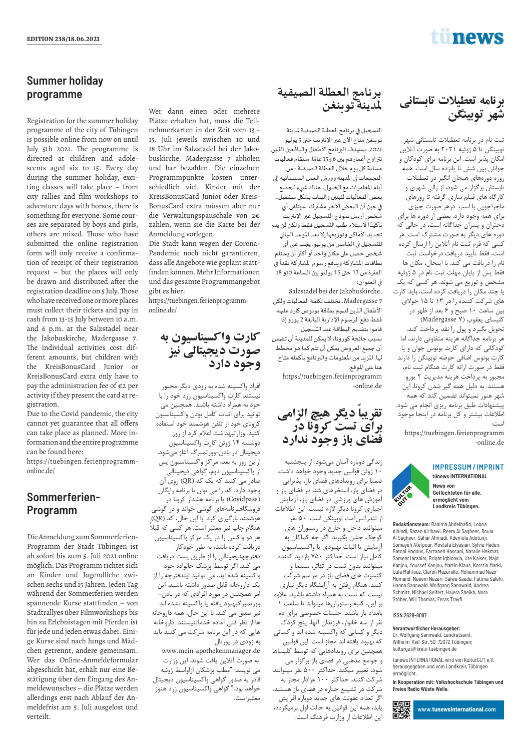## Summer holiday programme

Registration for the summer holiday programme of the city of Tübingen is possible online from now on until July 5th 2021. The programme is directed at children and adolescents aged six to 15. Every day during the summer holiday, exciting classes will take place – from city rallies and film workshops to adventure days with horses, there is something for everyone. Some courses are separated by boys and girls, others are mixed. Those who have submitted the online registration form will only receive a confirmation of receipt of their registration request – but the places will only be drawn and distributed after the registration deadline on 5 July. Those who have received one or more places must collect their tickets and pay in cash from 13-15 July between 10 a.m. and 6 p.m. at the Salzstadel near the Jakobuskirche, Madergasse 7. The individual activities cost different amounts, but children with the KreisbonusCard Junior or KreisbonusCard extra only have to pay the administration fee of €2 per activity if they present the card at registration.

Due to the Covid pandemic, the city cannot yet guarantee that all offers can take place as planned. More information and the entire programme can be found here:

https://tuebingen.ferienprogramm-online.de/

## Sommerferien-Programm

Die Anmeldung zum Sommerferien-Programm der Stadt Tübingen ist ab sofort bis zum 5. Juli 2021 online möglich. Das Programm richtet sich an Kinder und Jugendliche zwischen sechs und 15 Jahren. Jeden Tag während der Sommerferien werden spannende Kurse stattfinden – von Stadtrallyes über Filmworkshops bis hin zu Erlebnistagen mit Pferden ist für jede und jeden etwas dabei. Einige Kurse sind nach Jungs und Mädchen getrennt, andere gemeinsam. Wer das Online-Anmeldeformular abgeschickt hat, erhält nur eine Bestätigung über den Eingang des Anmeldewunsches – die Plätze werden allerdings erst nach Ablauf der Anmeldefrist am 5. Juli ausgelost und verteilt.

Wer dann einen oder mehrere Plätze erhalten hat, muss die Teilnehmerkarten in der Zeit vom 13.-15. Juli jeweils zwischen 10 und 18 Uhr im Salzstadel bei der Jakobuskirche, Madergasse 7 abholen und bar bezahlen. Die einzelnen Programmpunkte kosten unterschiedlich viel, Kinder mit der KreisBonusCard Junior oder KreisBonusCard extra müssen aber nur die Verwaltungspauschale von 2€ zahlen, wenn sie die Karte bei der Anmeldung vorlegen.

Die Stadt kann wegen der Corona-Pandemie noch nicht garantieren, dass alle Angebote wie geplant stattfinden können. Mehr Informationen und das gesamte Programmangebot gibt es hier:

https://tuebingen.ferienprogramm-online.de/

## کارت واکسیناسیون به صورت دیجیتالی نیز وجود دارد

افراد واکسینه شده به زودی دیگر مجبور نیستند کارت واکسیناسیون زرد خود را با خود به همراه داشته باشند. همچنین می توانید برای اثبات کامل بودن واکسیناسیون کرونای خود از تلفن هوشمند خود استفاده کنید. وزارتبهداشت اعلام کرد از روز دوشنبه ۱۴ ژوئن کارت واکسیناسیون دیجیتال در بادن-وورتمبرگ آغاز میشود. ازاین روز به بعد، مراکز واکسیناسیون پس از واکسیناسیون دوم، گواهی دیجیتالی صادر می کنند که یک کد (QR) روی آن وجود دارد. کد را می توان با برنامه رایگان (Covidpass) یا برنامه هشدار کرونا در فروشگاهبرنامههای گوشی خواند و در گوشی هوشمند بارگیری کرد. با این حال، کد (QR) هنگام چاپ نیز معتبر است. هر کسی که قبلاً هر دو واکسن را در یک مرکز واکسیناسیون دریافت کرده باشد، به طور خودکار دفترچهدیجیتالی را از طریق پست دریافت می کند. اگر توسط پزشک خانواده خود واکسینه شده اید، می توانید ایندفترچه را از یک داروخانه قابل صدور داشته باشید. این امر همچنین در مورد افرادی که در بادن-وورتمبرگبهبود یافته یا واکسینه نشده اند نیز صدق می کند. با این حال، همه داروخانه ها از نظر فنی آماده خدماتنیستند. داروخانه هایی که در این برنامه شرکت می کنند باید به زودی در پورتال

www.mein-apothekenmanager.de

به صورت آنلاین یافت شوند. این وزارت می نویسد: "مطب پزشکان ازاواسط ژوئیه قادر به صدور گواهی واکسیناسیون دیجیتال خواهد بود." گواهی واکسیناسیون زرد هنوز معتبراست.

## برنامج العطلة الصيفية لمدينة توبنغن

التسجيل في برنامج العطلة الصيفية لمدينة توبنغن متاح الآن عبر الإنترنت حتى 5 يوليو 2021. يستهدف البرنامج الأطفال واليافعين الذين تتراوح أعمارهم بين 6 و15 عامًا. ستقام فعاليات مسلية كل يوم خلال العطلة الصيفية - من التجمعات في المدينة وورش العمل السينمائية إلى أيام المغامرات مع الخيول، هناك شيء للجميع. بعض الفعاليات للبنين والبنات بشكل منفصل، في حين أن البعض الاخر مشترك. سيتلقى أي شخص أرسل نموذج التسجيل عبر الإنترنت تأكيدًا لاستلام طلب التسجيل فقط ولكن لن يتم تحديد الأماكن وتوزيعها إلا بعد الموعد النهائي للتسجيل في الخامس من يوليو. يجب على أي شخص حصل على مكان واحد أو أكثر أن يستلم بطاقات المشاركة ويدفع رسوم المشاركة نقداً في الفترة من 13 حتى 15 يوليو بين الساعة 10و 18 في العنوان:

Salzstadel bei der Jakobuskirche, Madergasse 7. تختلف تكلفة الفعاليات ولكن الأطفال الذين لديهم بطاقة بونوس كارد عليهم فقط دفع الرسوم الإدارية البالغة 2 يورو إذا قاموا بتقديم البطاقة عند التسجيل.

بسبب جائحة كورونا، لا يمكن للمدينة أن تضمن أن جميع العروض يمكن أن تتم كما هو مخطط لها. المزيد من المعلومات والبرنامج بأكمله متاح هنا على الموقع:

https://tuebingen.ferienprogramm-online.de

## تقريباً دیگر هیچ الزامی برای تست کرونا در فضای باز وجود ندارد

زندگی دوباره آسان میشود. از پنجشنبه ۱۰ ژوئن قوانین جدید وجود خواهد داشت. ضمنا برای رویدادهای فضای باز، پذیرایی در فضای باز، استخرهای شنا در فضای باز و آموزش های ورزشی در فضای باز، آزمایش اجباری کرونا دیگر لازم نیست. این اطلاعات از لندرانس‌آمت توبینگن است. ۵۰ نفر میتوانند داخل و خارج در رستوران های کوچک جشن بگیرند. اگر چه کماکان به آزمایش یا اثبات بهبودی یا واکسیناسیون کامل نیاز است. حداکثر ۷۵۰ بازدید کننده میتوانند بدون تست در تئاتر، سینما و کنسرت های فضای باز در مراسم شرکت کنند. هنگام رفتن به آرایشگاه دیگر نیازی نیست که به تست به همراه داشته باشید. علاوه بر این، کلیه رستورانها میتوانند تا ساعت ۱ بامداد باز باشند. جلسات خصوصی برای ده نفر از سه خانوار، فرزندان آنها، پنج کودک دیگر و کسانی که واکسینه شده اند و کسانی که بهبود یافته اند مجاز است. این قوانین همچنین برای رویدادهایی که توسط کلیساها و جوامع مذهبی در فضای باز برگزار می شود، تغییر میکند. حداکثر ۵۰۰ نفر میتوانند شرکت کنند. حداکثر ۱۰۰ عزادار مجاز به شرکت در تشییع جنازه در فضای باز هستند. اگر تعداد عفونت های جدید دوباره افزایش یابد، همه این قوانین به حالت اول برمیگردد، این اطلاعات از وزارت فرهنگ است.

## برنامه تعطیلات تابستانی شهر توبینگن

ثبت نام در برنامه تعطیلات تابستانی شهر توبینگن تا ۵ ژوئیه ۲۰۲۱ به صورت آنلاین امکان پذیر است. این برنامه برای کودکان و جوانان بین شش تا پانزده سال است. همه روزه دورههای هیجان انگیز در تعطیلات تابستان برگزار می شود، از رالی شهری و کارگاه های فیلم سازی گرفته تا روزهای ماجراجویی با اسب. درهر صورت چیزی برای همه وجود دارد. بعضی از دوره ها برای دختران و پسران جداگانه است، در حالی که دوره های دیگر به صورت مشترک است. هر کسی که فرم ثبت نام آنلاین را ارسال کرده است، فقط تأیید دریافت درخواست ثبت نام را دریافت می کند. با اینحال، مکان ها فقط پس از پایان مهلت ثبت نام در ۵ ژوئیه مشخص و توزیع می شوند. هر کسی که یک یا چند مکان را دریافت کرده است، باید کارت های شرکت کننده را در ۱۳ تا ۱۵ جولای بین ساعت ۱۰ صبح و ۶ بعد از ظهر در کلیسای یعقوب (Madergasse ۷) تحویل بگیرد و پول را نقد پرداخت کند. هر برنامه جداگانه هزینه متفاوتی دارند، اما کودکانی که دارای کارت بونوس جوان و یا کارت بونوس اضافی حوضه توبینگن را دارند فقط در صورت ارائه کارت هنگام ثبت نام، مجبور به پرداخت هزینه مدیریت ۲ یورو هستند. به دلیل همه گیر شدن کرونا، این شهر هنوز نمیتواند تضمین کند که همه پیشنهادات طبق برنامه ریزی انجام می شود. اطلاعات بیشتر و کل برنامه در اینجا موجود است:

https://tuebingen.ferienprogramm-online.de

### IMPRESSUM / IMPRINT

**tünews INTERNATIONAL**

**News von Geflüchteten für alle, ermöglicht vom Landkreis Tübingen.**

**Redaktionsteam:** Rahima Abdelhafid, Lobna Alhindi, Razan Alrihawi, Reem Al Sagheer, Roula Al Sagheer, Sahar Ahmadi, Ademola Adetunji, Somayeh Atefpour, Mostafa Elyasian, Sylvia Haden, Batool Hadous, Farzaneh Hassani, Natalie Hekmat, Sameer Ibrahim, Bright Igbinovia, Ute Kaiser, Majd Kanjou, Youssef Kanjou, Martin Klaus, Kerstin Markl, Oula Mahfouz, Claron Mazarello, Mohammad Nazir Momand, Naeem Nazari, Salwa Saada, Fatima Salehi, Hanna Sannwald, Wolfgang Sannwald, Andrea Schmitt, Michael Seifert, Hajera Sheikh, Nora Stöber, Wil Thomas, Feras Trayfi.

ISSN 2628-8087

**Verantwortlicher Herausgeber:**
Dr. Wolfgang Sannwald, Landratsamt, Wilhelm-Keil-Str. 50, 72072 Tübingen; kulturgut@kreis-tuebingen.de

tünews INTERNATIONAL wird von KulturGUT e.V. herausgegeben und vom Landkreis Tübingen ermöglicht.

**In Kooperation mit: Volkshochschule Tübingen und Freies Radio Wüste Welle.**

**www.tunewsinternational.com**